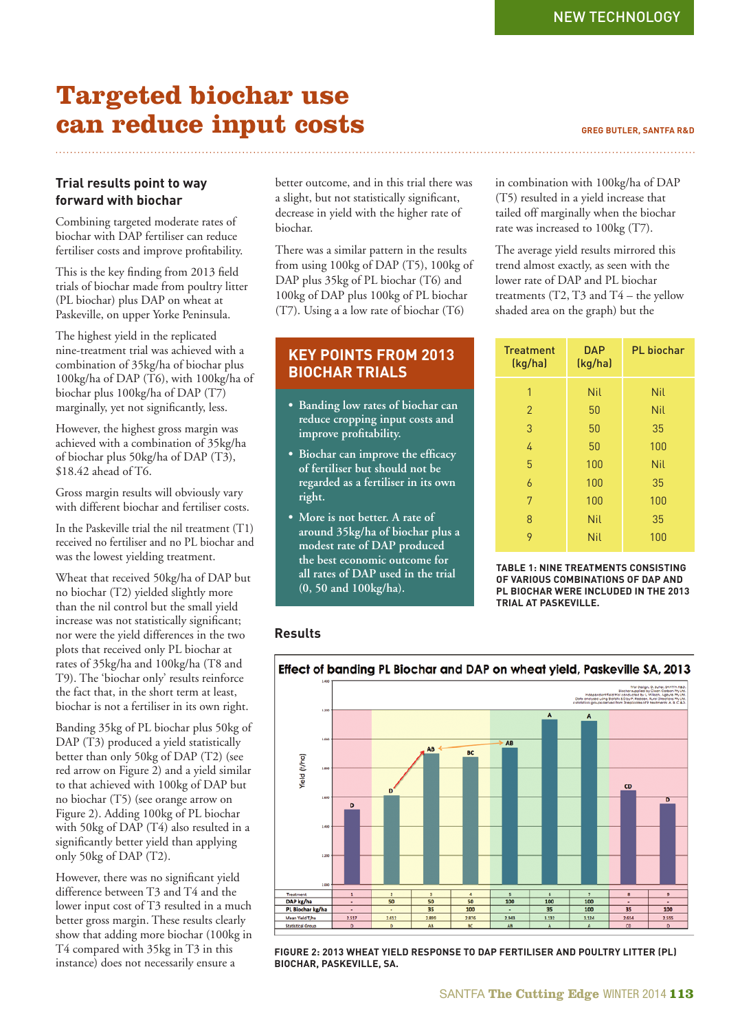# Targeted biochar use can reduce input costs

**GREG BUTLER, SANTFA R&D**

### Trial results point to way forward with biochar

Combining targeted moderate rates of biochar with DAP fertiliser can reduce fertiliser costs and improve profitability.

This is the key finding from 2013 field trials of biochar made from poultry litter (PL biochar) plus DAP on wheat at Paskeville, on upper Yorke Peninsula.

The highest yield in the replicated nine-treatment trial was achieved with a combination of 35kg/ha of biochar plus 100kg/ha of DAP (T6), with 100kg/ha of biochar plus 100kg/ha of DAP (T7) marginally, yet not significantly, less.

However, the highest gross margin was achieved with a combination of 35kg/ha of biochar plus 50kg/ha of DAP (T3), $18.42 ahead of T6.

Gross margin results will obviously vary with different biochar and fertiliser costs.

In the Paskeville trial the nil treatment (T1) received no fertiliser and no PL biochar and was the lowest yielding treatment.

Wheat that received 50kg/ha of DAP but no biochar (T2) yielded slightly more than the nil control but the small yield increase was not statistically significant; nor were the yield differences in the two plots that received only PL biochar at rates of 35kg/ha and 100kg/ha (T8 and T9). The 'biochar only' results reinforce the fact that, in the short term at least, biochar is not a fertiliser in its own right.

Banding 35kg of PL biochar plus 50kg of DAP (T3) produced a yield statistically better than only 50kg of DAP (T2) (see red arrow on Figure 2) and a yield similar to that achieved with 100kg of DAP but no biochar (T5) (see orange arrow on Figure 2). Adding 100kg of PL biochar with 50kg of DAP (T4) also resulted in a significantly better yield than applying only 50kg of DAP (T2).

However, there was no significant yield difference between T3 and T4 and the lower input cost of T3 resulted in a much better gross margin. These results clearly show that adding more biochar (100kg in T4 compared with 35kg in T3 in this instance) does not necessarily ensure a better outcome, and in this trial there was a slight, but not statistically significant, decrease in yield with the higher rate of biochar.

There was a similar pattern in the results from using 100kg of DAP (T5), 100kg of DAP plus 35kg of PL biochar (T6) and 100kg of DAP plus 100kg of PL biochar (T7). Using a a low rate of biochar (T6) in combination with 100kg/ha of DAP (T5) resulted in a yield increase that tailed off marginally when the biochar rate was increased to 100kg (T7).

The average yield results mirrored this trend almost exactly, as seen with the lower rate of DAP and PL biochar treatments (T2, T3 and T4 – the yellow shaded area on the graph) but the

## KEY POINTS FROM 2013 BIOCHAR TRIALS

- Banding low rates of biochar can reduce cropping input costs and improve profitability.
- Biochar can improve the efficacy of fertiliser but should not be regarded as a fertiliser in its own right.
- More is not better. A rate of around 35kg/ha of biochar plus a modest rate of DAP produced the best economic outcome for all rates of DAP used in the trial (0, 50 and 100kg/ha).

| Treatment (kg/ha) | DAP (kg/ha) | PL biochar |
|---|---|---|
| 1 | Nil | Nil |
| 2 | 50 | Nil |
| 3 | 50 | 35 |
| 4 | 50 | 100 |
| 5 | 100 | Nil |
| 6 | 100 | 35 |
| 7 | 100 | 100 |
| 8 | Nil | 35 |
| 9 | Nil | 100 |

**TABLE 1: NINE TREATMENTS CONSISTING OF VARIOUS COMBINATIONS OF DAP AND PL BIOCHAR WERE INCLUDED IN THE 2013 TRIAL AT PASKEVILLE.**

### Results

**Effect of banding PL Biochar and DAP on wheat yield, Paskeville SA, 2013**

| Treatment | 1 | 2 | 3 | 4 | 5 | 6 | 7 | 8 | 9 |
|---|---|---|---|---|---|---|---|---|---|
| DAP kg/ha | - | 50 | 50 | 50 | 100 | 100 | 100 | - | - |
| PL Biochar kg/ha | - | - | 35 | 100 | - | 35 | 100 | 35 | 100 |
| Mean Yield T/ha | 2.517 | 2.611 | 2.899 | 2.876 | 2.943 | 3.132 | 3.124 | 2.654 | 2.555 |
| Statistical Group | D | D | AB | BC | AB | A | A | CD | D |

**FIGURE 2: 2013 WHEAT YIELD RESPONSE TO DAP FERTILISER AND POULTRY LITTER (PL) BIOCHAR, PASKEVILLE, SA.**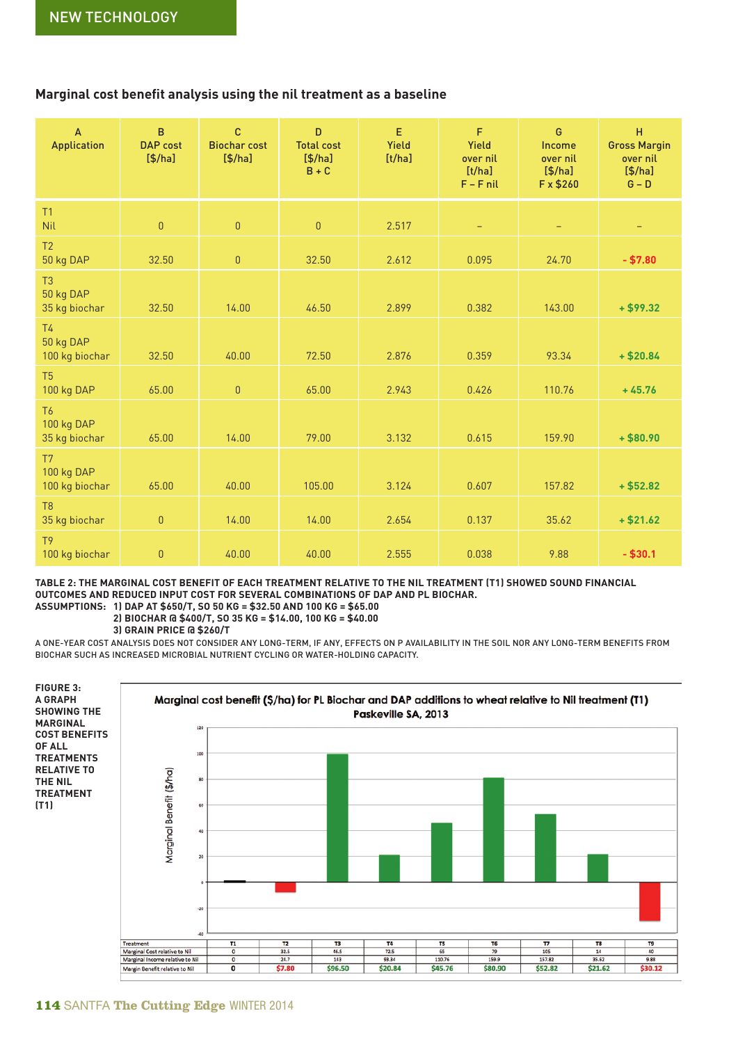NEW TECHNOLOGY

## Marginal cost benefit analysis using the nil treatment as a baseline

| A<br>Application | B<br>DAP cost<br>[$/ha] | C<br>Biochar cost<br>[$/ha] | D<br>Total cost<br>[$/ha]<br>B + C | E<br>Yield<br>[t/ha] | F<br>Yield<br>over nil<br>[t/ha]<br>F – F nil | G<br>Income<br>over nil<br>[$/ha]<br>F x $260 | H<br>Gross Margin<br>over nil<br>[$/ha]<br>G – D |
|---|---|---|---|---|---|---|---|
| T1<br>Nil | 0 | 0 | 0 | 2.517 | – | – | – |
| T2<br>50 kg DAP | 32.50 | 0 | 32.50 | 2.612 | 0.095 | 24.70 | - $7.80 |
| T3<br>50 kg DAP<br>35 kg biochar | 32.50 | 14.00 | 46.50 | 2.899 | 0.382 | 143.00 | + $99.32 |
| T4<br>50 kg DAP<br>100 kg biochar | 32.50 | 40.00 | 72.50 | 2.876 | 0.359 | 93.34 | + $20.84 |
| T5<br>100 kg DAP | 65.00 | 0 | 65.00 | 2.943 | 0.426 | 110.76 | + 45.76 |
| T6<br>100 kg DAP<br>35 kg biochar | 65.00 | 14.00 | 79.00 | 3.132 | 0.615 | 159.90 | + $80.90 |
| T7<br>100 kg DAP<br>100 kg biochar | 65.00 | 40.00 | 105.00 | 3.124 | 0.607 | 157.82 | + $52.82 |
| T8<br>35 kg biochar | 0 | 14.00 | 14.00 | 2.654 | 0.137 | 35.62 | + $21.62 |
| T9<br>100 kg biochar | 0 | 40.00 | 40.00 | 2.555 | 0.038 | 9.88 | - $30.1 |

**TABLE 2: THE MARGINAL COST BENEFIT OF EACH TREATMENT RELATIVE TO THE NIL TREATMENT (T1) SHOWED SOUND FINANCIAL OUTCOMES AND REDUCED INPUT COST FOR SEVERAL COMBINATIONS OF DAP AND PL BIOCHAR.**
**ASSUMPTIONS: 1) DAP AT $650/T, SO 50 KG = $32.50 AND 100 KG = $65.00**
**2) BIOCHAR @ $400/T, SO 35 KG = $14.00, 100 KG = $40.00**
**3) GRAIN PRICE @ $260/T**

A ONE-YEAR COST ANALYSIS DOES NOT CONSIDER ANY LONG-TERM, IF ANY, EFFECTS ON P AVAILABILITY IN THE SOIL NOR ANY LONG-TERM BENEFITS FROM BIOCHAR SUCH AS INCREASED MICROBIAL NUTRIENT CYCLING OR WATER-HOLDING CAPACITY.

**FIGURE 3: A GRAPH SHOWING THE MARGINAL COST BENEFITS OF ALL TREATMENTS RELATIVE TO THE NIL TREATMENT (T1)**

Marginal cost benefit ($/ha) for PL Biochar and DAP additions to wheat relative to Nil treatment (T1) Paskeville SA, 2013

| Treatment | T1 | T2 | T3 | T4 | T5 | T6 | T7 | T8 | T9 |
|---|---|---|---|---|---|---|---|---|---|
| Marginal Cost relative to Nil | 0 | 32.5 | 46.5 | 72.5 | 65 | 79 | 105 | 14 | 40 |
| Marginal Income relative to Nil | 0 | 24.7 | 143 | 93.34 | 110.76 | 159.9 | 157.82 | 35.62 | 9.88 |
| Margin Benefit relative to Nil | 0 | $7.80 | $96.50 | $20.84 | $45.76 | $80.90 | $52.82 | $21.62 | $30.12 |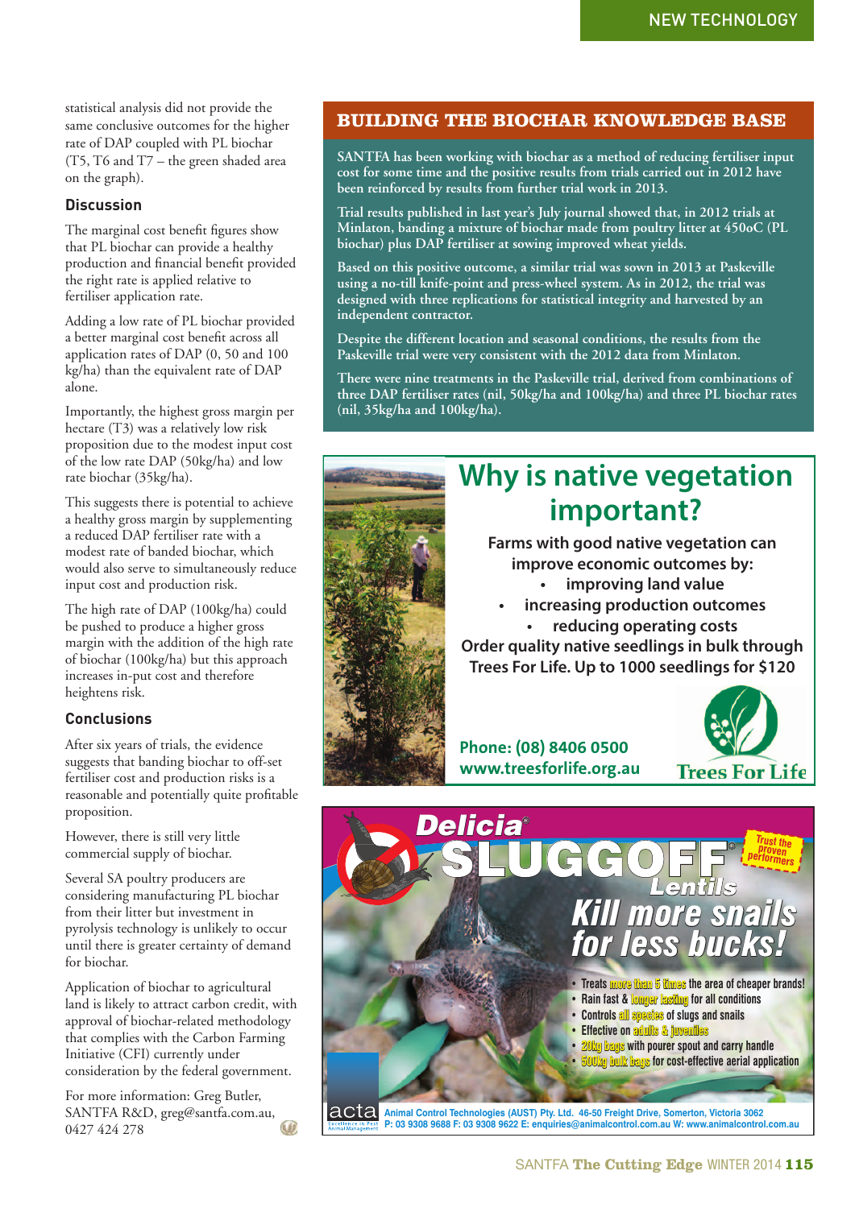statistical analysis did not provide the same conclusive outcomes for the higher rate of DAP coupled with PL biochar (T5, T6 and T7 – the green shaded area on the graph).

### Discussion

The marginal cost benefit figures show that PL biochar can provide a healthy production and financial benefit provided the right rate is applied relative to fertiliser application rate.

Adding a low rate of PL biochar provided a better marginal cost benefit across all application rates of DAP (0, 50 and 100 kg/ha) than the equivalent rate of DAP alone.

Importantly, the highest gross margin per hectare (T3) was a relatively low risk proposition due to the modest input cost of the low rate DAP (50kg/ha) and low rate biochar (35kg/ha).

This suggests there is potential to achieve a healthy gross margin by supplementing a reduced DAP fertiliser rate with a modest rate of banded biochar, which would also serve to simultaneously reduce input cost and production risk.

The high rate of DAP (100kg/ha) could be pushed to produce a higher gross margin with the addition of the high rate of biochar (100kg/ha) but this approach increases in-put cost and therefore heightens risk.

### Conclusions

After six years of trials, the evidence suggests that banding biochar to off-set fertiliser cost and production risks is a reasonable and potentially quite profitable proposition.

However, there is still very little commercial supply of biochar.

Several SA poultry producers are considering manufacturing PL biochar from their litter but investment in pyrolysis technology is unlikely to occur until there is greater certainty of demand for biochar.

Application of biochar to agricultural land is likely to attract carbon credit, with approval of biochar-related methodology that complies with the Carbon Farming Initiative (CFI) currently under consideration by the federal government.

For more information: Greg Butler, SANTFA R&D, greg@santfa.com.au, 0427 424 278

## BUILDING THE BIOCHAR KNOWLEDGE BASE

**SANTFA has been working with biochar as a method of reducing fertiliser input cost for some time and the positive results from trials carried out in 2012 have been reinforced by results from further trial work in 2013.**

**Trial results published in last year's July journal showed that, in 2012 trials at Minlaton, banding a mixture of biochar made from poultry litter at 450oC (PL biochar) plus DAP fertiliser at sowing improved wheat yields.**

**Based on this positive outcome, a similar trial was sown in 2013 at Paskeville using a no-till knife-point and press-wheel system. As in 2012, the trial was designed with three replications for statistical integrity and harvested by an independent contractor.**

**Despite the different location and seasonal conditions, the results from the Paskeville trial were very consistent with the 2012 data from Minlaton.**

**There were nine treatments in the Paskeville trial, derived from combinations of three DAP fertiliser rates (nil, 50kg/ha and 100kg/ha) and three PL biochar rates (nil, 35kg/ha and 100kg/ha).**

## Why is native vegetation important?

**Farms with good native vegetation can improve economic outcomes by:**

- **improving land value**
- **increasing production outcomes**
- **reducing operating costs**

**Order quality native seedlings in bulk through Trees For Life. Up to 1000 seedlings for $120**

**Phone: (08) 8406 0500**
**www.treesforlife.org.au**

Trees For Life

**Delicia® SLUGGOFF® Lentils**

Trust the proven performers

***Kill more snails for less bucks!***

- Treats more than 5 times the area of cheaper brands!
- Rain fast & longer lasting for all conditions
- Controls all species of slugs and snails
- Effective on adults & juveniles
- 20kg bags with pourer spout and carry handle
- 500kg bulk bags for cost-effective aerial application

acta Excellence in Pest Animal Management

Animal Control Technologies (AUST) Pty. Ltd. 46-50 Freight Drive, Somerton, Victoria 3062
P: 03 9308 9688 F: 03 9308 9622 E: enquiries@animalcontrol.com.au W: www.animalcontrol.com.au